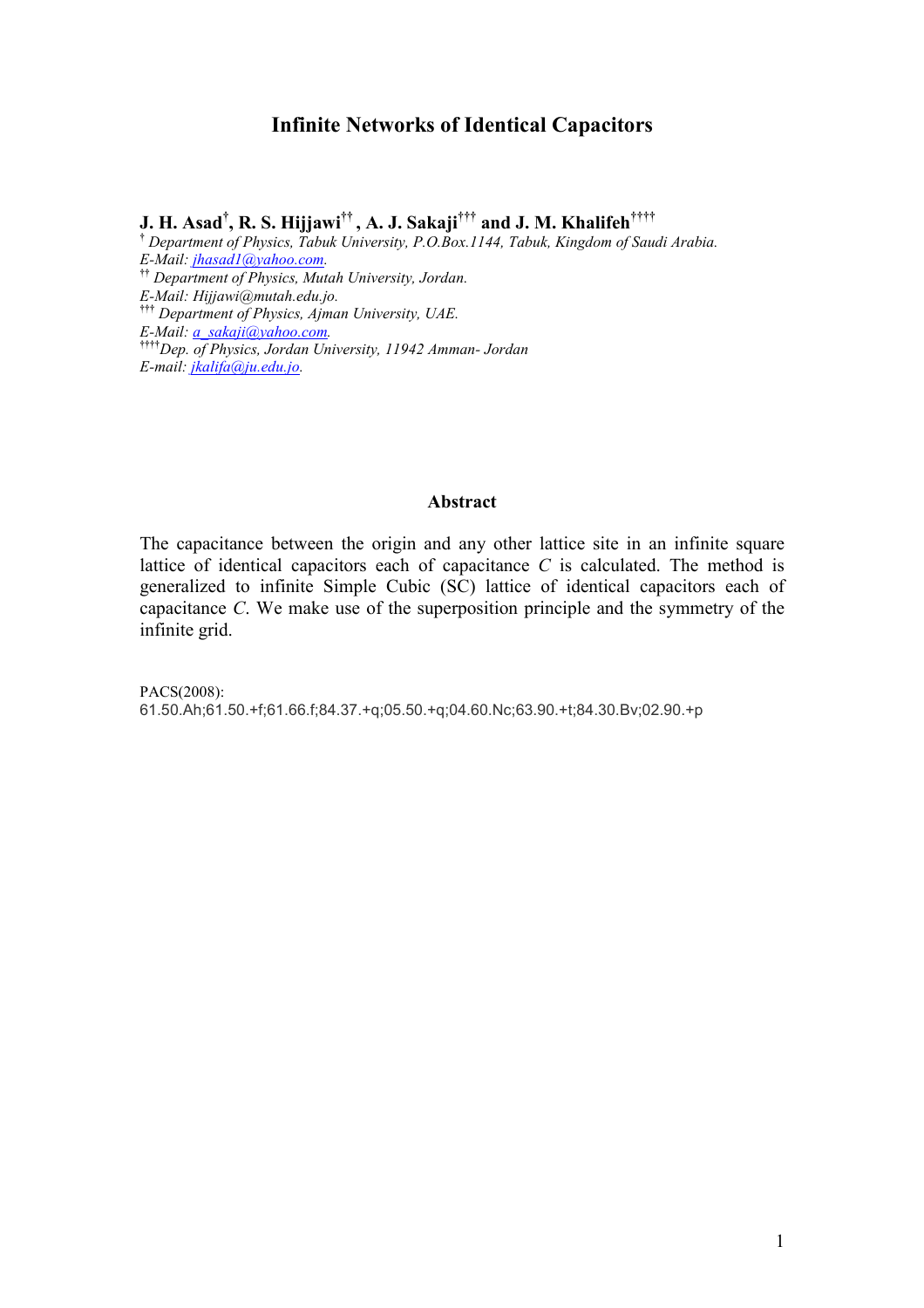# Infinite Networks of Identical Capacitors

**J. H. Asad[†], R. S. Hijjawi[††], A. J. Sakaji[†††] and J. M. Khalifeh[††††]**

[†] *Department of Physics, Tabuk University, P.O.Box.1144, Tabuk, Kingdom of Saudi Arabia.*
*E-Mail: jhasad1@yahoo.com.*
[††] *Department of Physics, Mutah University, Jordan.*
*E-Mail: Hijjawi@mutah.edu.jo.*
[†††] *Department of Physics, Ajman University, UAE.*
*E-Mail: a_sakaji@yahoo.com.*
[††††] *Dep. of Physics, Jordan University, 11942 Amman- Jordan*
*E-mail: jkalifa@ju.edu.jo.*

## Abstract

The capacitance between the origin and any other lattice site in an infinite square lattice of identical capacitors each of capacitance *C* is calculated. The method is generalized to infinite Simple Cubic (SC) lattice of identical capacitors each of capacitance *C*. We make use of the superposition principle and the symmetry of the infinite grid.

PACS(2008):
61.50.Ah;61.50.+f;61.66.f;84.37.+q;05.50.+q;04.60.Nc;63.90.+t;84.30.Bv;02.90.+p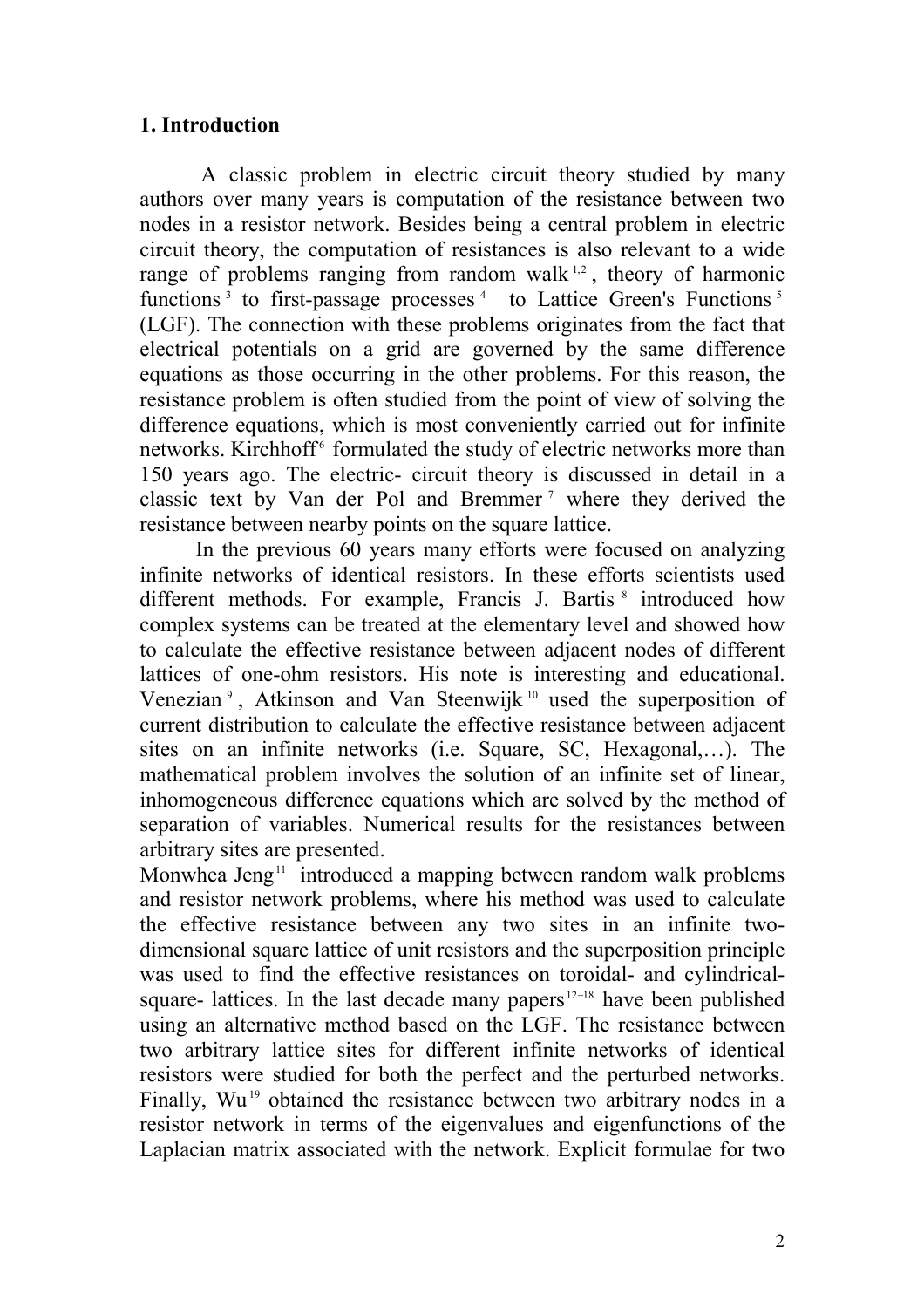## 1. Introduction

A classic problem in electric circuit theory studied by many authors over many years is computation of the resistance between two nodes in a resistor network. Besides being a central problem in electric circuit theory, the computation of resistances is also relevant to a wide range of problems ranging from random walk [1,2], theory of harmonic functions [3] to first-passage processes [4] to Lattice Green's Functions [5] (LGF). The connection with these problems originates from the fact that electrical potentials on a grid are governed by the same difference equations as those occurring in the other problems. For this reason, the resistance problem is often studied from the point of view of solving the difference equations, which is most conveniently carried out for infinite networks. Kirchhoff[6] formulated the study of electric networks more than 150 years ago. The electric- circuit theory is discussed in detail in a classic text by Van der Pol and Bremmer [7] where they derived the resistance between nearby points on the square lattice.

In the previous 60 years many efforts were focused on analyzing infinite networks of identical resistors. In these efforts scientists used different methods. For example, Francis J. Bartis [8] introduced how complex systems can be treated at the elementary level and showed how to calculate the effective resistance between adjacent nodes of different lattices of one-ohm resistors. His note is interesting and educational. Venezian [9], Atkinson and Van Steenwijk [10] used the superposition of current distribution to calculate the effective resistance between adjacent sites on an infinite networks (i.e. Square, SC, Hexagonal,…). The mathematical problem involves the solution of an infinite set of linear, inhomogeneous difference equations which are solved by the method of separation of variables. Numerical results for the resistances between arbitrary sites are presented.

Monwhea Jeng[11] introduced a mapping between random walk problems and resistor network problems, where his method was used to calculate the effective resistance between any two sites in an infinite two-dimensional square lattice of unit resistors and the superposition principle was used to find the effective resistances on toroidal- and cylindrical-square- lattices. In the last decade many papers[12–18] have been published using an alternative method based on the LGF. The resistance between two arbitrary lattice sites for different infinite networks of identical resistors were studied for both the perfect and the perturbed networks. Finally, Wu[19] obtained the resistance between two arbitrary nodes in a resistor network in terms of the eigenvalues and eigenfunctions of the Laplacian matrix associated with the network. Explicit formulae for two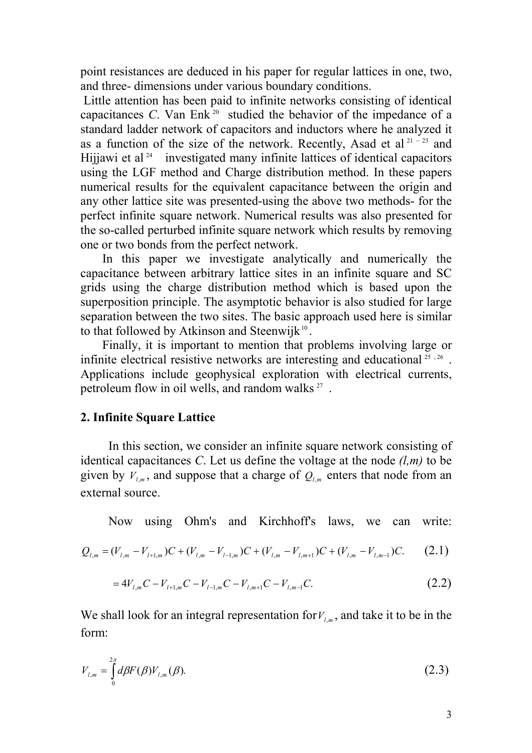point resistances are deduced in his paper for regular lattices in one, two, and three- dimensions under various boundary conditions.

Little attention has been paid to infinite networks consisting of identical capacitances *C*. Van Enk [20] studied the behavior of the impedance of a standard ladder network of capacitors and inductors where he analyzed it as a function of the size of the network. Recently, Asad et al [21 – 23] and Hijjawi et al [24] investigated many infinite lattices of identical capacitors using the LGF method and Charge distribution method. In these papers numerical results for the equivalent capacitance between the origin and any other lattice site was presented-using the above two methods- for the perfect infinite square network. Numerical results was also presented for the so-called perturbed infinite square network which results by removing one or two bonds from the perfect network.

In this paper we investigate analytically and numerically the capacitance between arbitrary lattice sites in an infinite square and SC grids using the charge distribution method which is based upon the superposition principle. The asymptotic behavior is also studied for large separation between the two sites. The basic approach used here is similar to that followed by Atkinson and Steenwijk [10].

Finally, it is important to mention that problems involving large or infinite electrical resistive networks are interesting and educational [25, 26]. Applications include geophysical exploration with electrical currents, petroleum flow in oil wells, and random walks [27].

## 2. Infinite Square Lattice

In this section, we consider an infinite square network consisting of identical capacitances *C*. Let us define the voltage at the node *(l,m)* to be given by $V_{l,m}$, and suppose that a charge of $Q_{l,m}$ enters that node from an external source.

Now using Ohm's and Kirchhoff's laws, we can write:

$$Q_{l,m} = (V_{l,m} - V_{l+1,m})C + (V_{l,m} - V_{l-1,m})C + (V_{l,m} - V_{l,m+1})C + (V_{l,m} - V_{l,m-1})C. \qquad (2.1)$$

$$= 4V_{l,m}C - V_{l+1,m}C - V_{l-1,m}C - V_{l,m+1}C - V_{l,m-1}C. \qquad (2.2)$$

We shall look for an integral representation for $V_{l,m}$, and take it to be in the form:

$$V_{l,m} = \int_0^{2\pi} d\beta F(\beta) V_{l,m}(\beta). \qquad (2.3)$$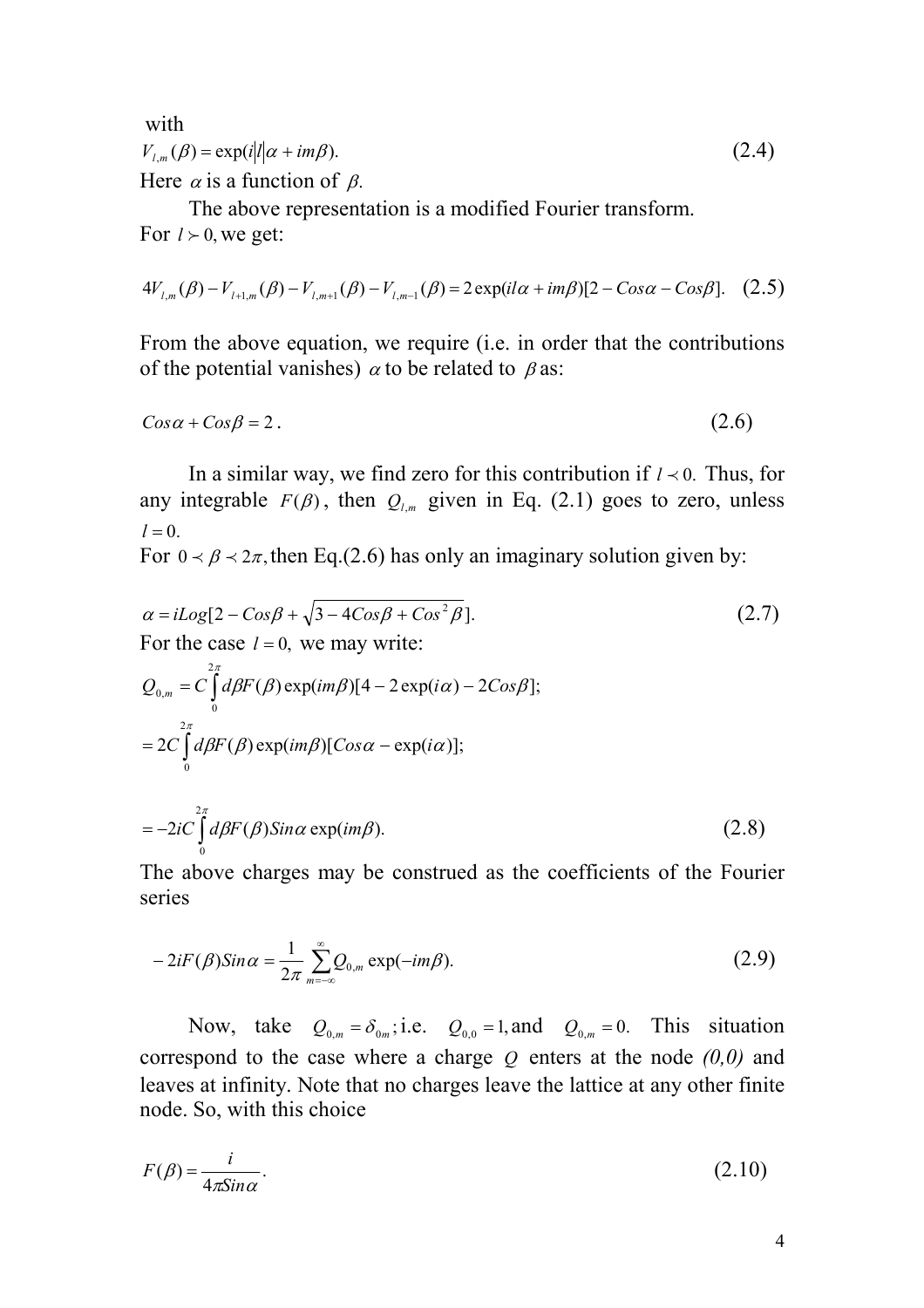with

$$V_{l,m}(\beta) = \exp(i|l|\alpha + im\beta). \tag{2.4}$$

Here $\alpha$ is a function of $\beta$.

The above representation is a modified Fourier transform.

For $l \succ 0$, we get:

$$4V_{l,m}(\beta) - V_{l+1,m}(\beta) - V_{l,m+1}(\beta) - V_{l,m-1}(\beta) = 2\exp(il\alpha + im\beta)[2 - Cos\alpha - Cos\beta]. \tag{2.5}$$

From the above equation, we require (i.e. in order that the contributions of the potential vanishes) $\alpha$ to be related to $\beta$ as:

$$Cos\alpha + Cos\beta = 2\,. \tag{2.6}$$

In a similar way, we find zero for this contribution if $l \prec 0$. Thus, for any integrable $F(\beta)$, then $Q_{l,m}$ given in Eq. (2.1) goes to zero, unless $l = 0$.

For $0 \prec \beta \prec 2\pi$, then Eq.(2.6) has only an imaginary solution given by:

$$\alpha = iLog[2 - Cos\beta + \sqrt{3 - 4Cos\beta + Cos^2\beta}]. \tag{2.7}$$

For the case $l = 0$, we may write:

$$Q_{0,m} = C\int_0^{2\pi} d\beta F(\beta)\exp(im\beta)[4 - 2\exp(i\alpha) - 2Cos\beta];$$

$$= 2C\int_0^{2\pi} d\beta F(\beta)\exp(im\beta)[Cos\alpha - \exp(i\alpha)];$$

$$= -2iC\int_0^{2\pi} d\beta F(\beta) Sin\alpha \exp(im\beta). \tag{2.8}$$

The above charges may be construed as the coefficients of the Fourier series

$$-2iF(\beta)Sin\alpha = \frac{1}{2\pi}\sum_{m=-\infty}^{\infty} Q_{0,m}\exp(-im\beta). \tag{2.9}$$

Now, take $Q_{0,m} = \delta_{0m}$; i.e. $Q_{0,0} = 1$, and $Q_{0,m} = 0$. This situation correspond to the case where a charge $Q$ enters at the node *(0,0)* and leaves at infinity. Note that no charges leave the lattice at any other finite node. So, with this choice

$$F(\beta) = \frac{i}{4\pi Sin\alpha}. \tag{2.10}$$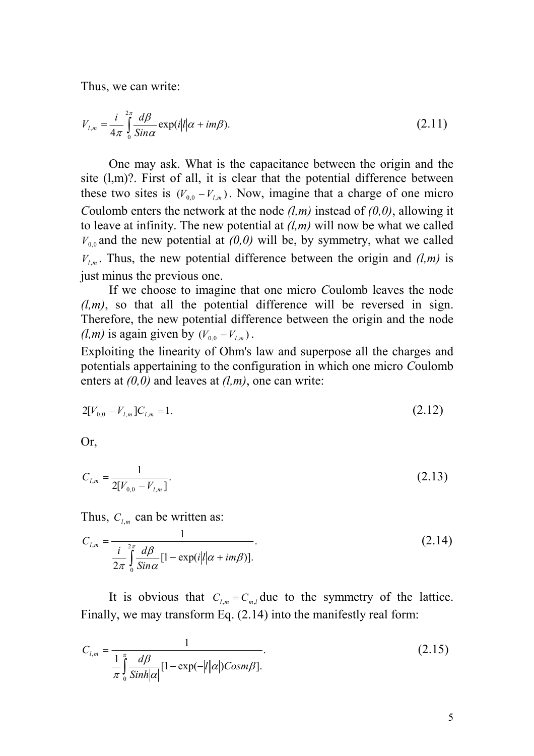Thus, we can write:

$$V_{l,m} = \frac{i}{4\pi}\int_0^{2\pi}\frac{d\beta}{Sin\alpha}\exp(i|l|\alpha + im\beta). \tag{2.11}$$

One may ask. What is the capacitance between the origin and the site (l,m)?. First of all, it is clear that the potential difference between these two sites is $(V_{0,0} - V_{l,m})$. Now, imagine that a charge of one micro *C*oulomb enters the network at the node *(l,m)* instead of *(0,0)*, allowing it to leave at infinity. The new potential at *(l,m)* will now be what we called $V_{0,0}$ and the new potential at *(0,0)* will be, by symmetry, what we called $V_{l,m}$. Thus, the new potential difference between the origin and *(l,m)* is just minus the previous one.

If we choose to imagine that one micro *C*oulomb leaves the node *(l,m)*, so that all the potential difference will be reversed in sign. Therefore, the new potential difference between the origin and the node *(l,m)* is again given by $(V_{0,0} - V_{l,m})$.

Exploiting the linearity of Ohm's law and superpose all the charges and potentials appertaining to the configuration in which one micro *C*oulomb enters at *(0,0)* and leaves at *(l,m)*, one can write:

$$2[V_{0,0} - V_{l,m}]C_{l,m} = 1. \tag{2.12}$$

Or,

$$C_{l,m} = \frac{1}{2[V_{0,0} - V_{l,m}]}. \tag{2.13}$$

Thus, $C_{l,m}$ can be written as:

$$C_{l,m} = \frac{1}{\dfrac{i}{2\pi}\displaystyle\int_0^{2\pi}\frac{d\beta}{Sin\alpha}[1 - \exp(i|l|\alpha + im\beta)].}. \tag{2.14}$$

It is obvious that $C_{l,m} = C_{m,l}$ due to the symmetry of the lattice. Finally, we may transform Eq. (2.14) into the manifestly real form:

$$C_{l,m} = \frac{1}{\dfrac{1}{\pi}\displaystyle\int_0^{\pi}\frac{d\beta}{Sinh|\alpha|}[1 - \exp(-|l||\alpha|)Cosm\beta].}. \tag{2.15}$$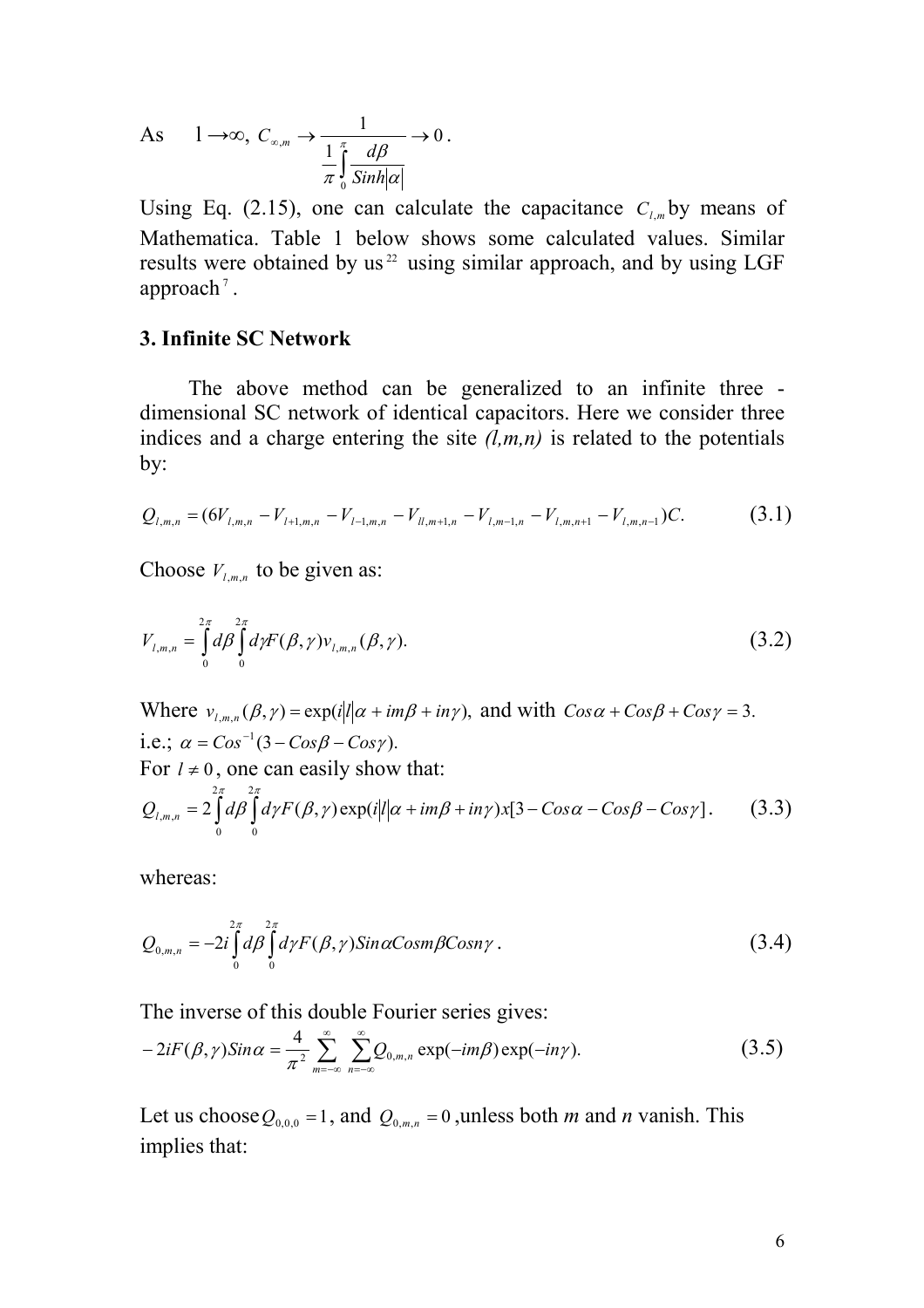As $\quad l \to \infty, \; C_{\infty,m} \to \dfrac{1}{\dfrac{1}{\pi}\displaystyle\int_0^{\pi} \dfrac{d\beta}{Sinh|\alpha|}} \to 0$.

Using Eq. (2.15), one can calculate the capacitance $C_{l,m}$ by means of Mathematica. Table 1 below shows some calculated values. Similar results were obtained by us [22] using similar approach, and by using LGF approach [7].

### 3. Infinite SC Network

The above method can be generalized to an infinite three - dimensional SC network of identical capacitors. Here we consider three indices and a charge entering the site *(l,m,n)* is related to the potentials by:

$$Q_{l,m,n} = (6V_{l,m,n} - V_{l+1,m,n} - V_{l-1,m,n} - V_{ll,m+1,n} - V_{l,m-1,n} - V_{l,m,n+1} - V_{l,m,n-1})C. \tag{3.1}$$

Choose $V_{l,m,n}$ to be given as:

$$V_{l,m,n} = \int_0^{2\pi} d\beta \int_0^{2\pi} d\gamma F(\beta,\gamma) v_{l,m,n}(\beta,\gamma). \tag{3.2}$$

Where $v_{l,m,n}(\beta,\gamma) = \exp(i|l|\alpha + im\beta + in\gamma),$ and with $Cos\alpha + Cos\beta + Cos\gamma = 3.$
i.e.; $\alpha = Cos^{-1}(3 - Cos\beta - Cos\gamma).$
For $l \neq 0$, one can easily show that:

$$Q_{l,m,n} = 2\int_0^{2\pi} d\beta \int_0^{2\pi} d\gamma F(\beta,\gamma) \exp(i|l|\alpha + im\beta + in\gamma) x [3 - Cos\alpha - Cos\beta - Cos\gamma]. \tag{3.3}$$

whereas:

$$Q_{0,m,n} = -2i\int_0^{2\pi} d\beta \int_0^{2\pi} d\gamma F(\beta,\gamma) Sin\alpha Cosm\beta Cosn\gamma\,. \tag{3.4}$$

The inverse of this double Fourier series gives:

$$-2iF(\beta,\gamma)Sin\alpha = \frac{4}{\pi^2}\sum_{m=-\infty}^{\infty}\sum_{n=-\infty}^{\infty} Q_{0,m,n}\exp(-im\beta)\exp(-in\gamma). \tag{3.5}$$

Let us choose $Q_{0,0,0} = 1$, and $Q_{0,m,n} = 0$ ,unless both *m* and *n* vanish. This implies that: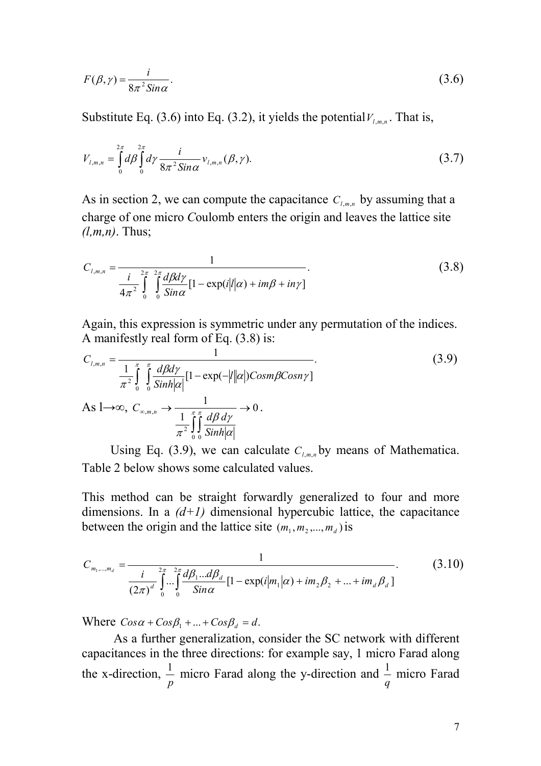$$F(\beta,\gamma) = \frac{i}{8\pi^2 Sin\alpha}. \tag{3.6}$$

Substitute Eq. (3.6) into Eq. (3.2), it yields the potential $V_{l,m,n}$. That is,

$$V_{l,m,n} = \int_0^{2\pi} d\beta \int_0^{2\pi} d\gamma \frac{i}{8\pi^2 Sin\alpha} v_{l,m,n}(\beta,\gamma). \tag{3.7}$$

As in section 2, we can compute the capacitance $C_{l,m,n}$ by assuming that a charge of one micro Coulomb enters the origin and leaves the lattice site *(l,m,n)*. Thus;

$$C_{l,m,n} = \frac{1}{\frac{i}{4\pi^2}\int_0^{2\pi}\int_0^{2\pi} \frac{d\beta d\gamma}{Sin\alpha}[1-\exp(i|l|\alpha)+im\beta+in\gamma]}. \tag{3.8}$$

Again, this expression is symmetric under any permutation of the indices. A manifestly real form of Eq. (3.8) is:

$$C_{l,m,n} = \frac{1}{\frac{1}{\pi^2}\int_0^{\pi}\int_0^{\pi} \frac{d\beta d\gamma}{Sinh|\alpha|}[1-\exp(-|l||\alpha|)Cosm\beta Cosn\gamma]}. \tag{3.9}$$

As l→∞, $C_{\infty,m,n} \to \frac{1}{\frac{1}{\pi^2}\int_0^{\pi}\int_0^{\pi}\frac{d\beta\, d\gamma}{Sinh|\alpha|}} \to 0$.

Using Eq. (3.9), we can calculate $C_{l,m,n}$ by means of Mathematica. Table 2 below shows some calculated values.

This method can be straight forwardly generalized to four and more dimensions. In a *(d+1)* dimensional hypercubic lattice, the capacitance between the origin and the lattice site $(m_1, m_2, ..., m_d)$ is

$$C_{m_1,...,m_d} = \frac{1}{\frac{i}{(2\pi)^d}\int_0^{2\pi}...\int_0^{2\pi} \frac{d\beta_1...d\beta_d}{Sin\alpha}[1-\exp(i|m_1|\alpha)+im_2\beta_2+...+im_d\beta_d]}. \tag{3.10}$$

Where $Cos\alpha + Cos\beta_1 + ... + Cos\beta_d = d$.

As a further generalization, consider the SC network with different capacitances in the three directions: for example say, 1 micro Farad along the x-direction, $\frac{1}{p}$ micro Farad along the y-direction and $\frac{1}{q}$ micro Farad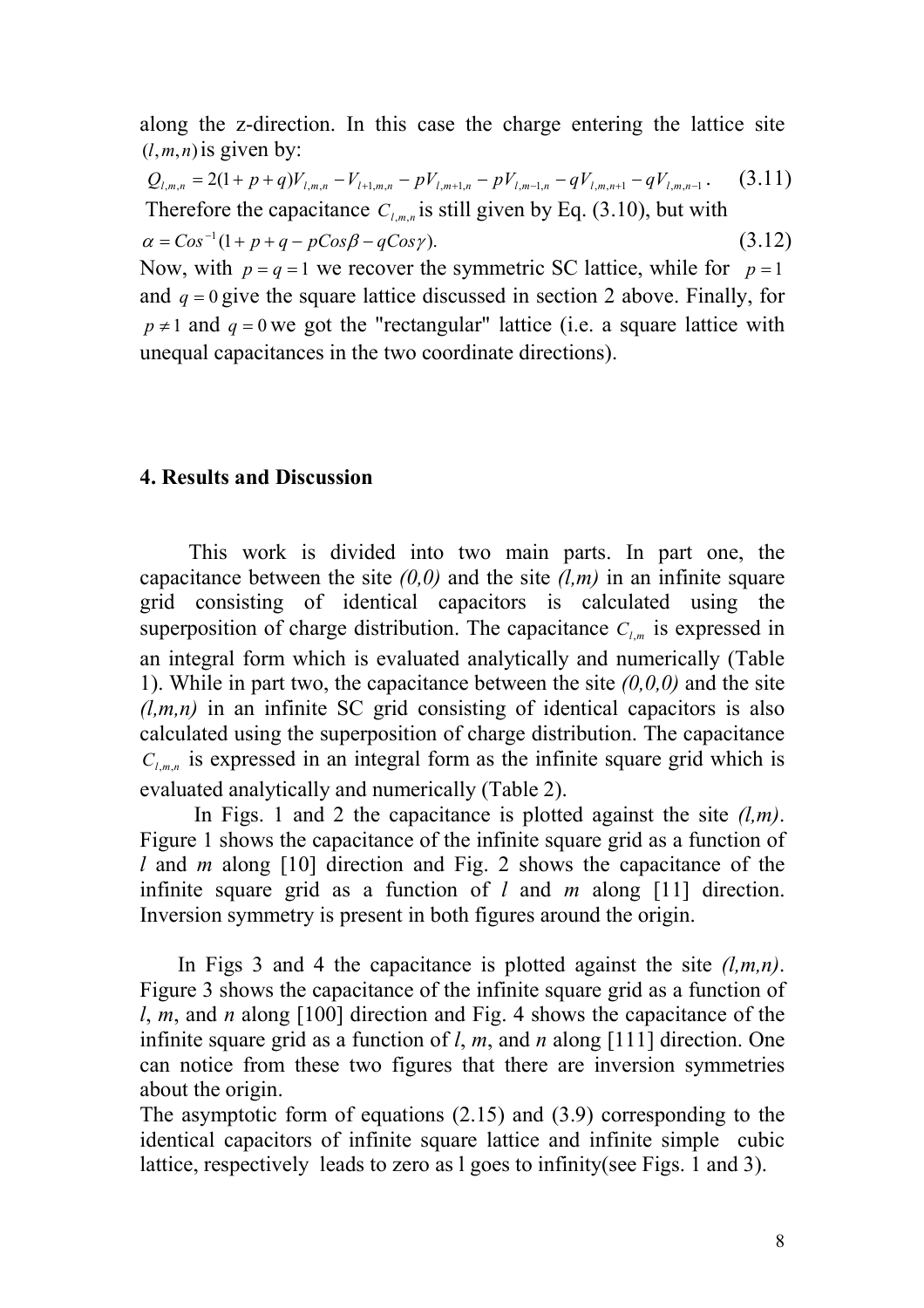along the z-direction. In this case the charge entering the lattice site $(l,m,n)$ is given by:

$$Q_{l,m,n} = 2(1+p+q)V_{l,m,n} - V_{l+1,m,n} - pV_{l,m+1,n} - pV_{l,m-1,n} - qV_{l,m,n+1} - qV_{l,m,n-1}. \quad (3.11)$$

Therefore the capacitance $C_{l,m,n}$ is still given by Eq. (3.10), but with

$$\alpha = Cos^{-1}(1+p+q-pCos\beta - qCos\gamma). \quad (3.12)$$

Now, with $p=q=1$ we recover the symmetric SC lattice, while for $p=1$ and $q=0$ give the square lattice discussed in section 2 above. Finally, for $p \neq 1$ and $q=0$ we got the "rectangular" lattice (i.e. a square lattice with unequal capacitances in the two coordinate directions).

## 4. Results and Discussion

This work is divided into two main parts. In part one, the capacitance between the site *(0,0)* and the site *(l,m)* in an infinite square grid consisting of identical capacitors is calculated using the superposition of charge distribution. The capacitance $C_{l,m}$ is expressed in an integral form which is evaluated analytically and numerically (Table 1). While in part two, the capacitance between the site *(0,0,0)* and the site *(l,m,n)* in an infinite SC grid consisting of identical capacitors is also calculated using the superposition of charge distribution. The capacitance $C_{l,m,n}$ is expressed in an integral form as the infinite square grid which is evaluated analytically and numerically (Table 2).

In Figs. 1 and 2 the capacitance is plotted against the site *(l,m)*. Figure 1 shows the capacitance of the infinite square grid as a function of *l* and *m* along [10] direction and Fig. 2 shows the capacitance of the infinite square grid as a function of *l* and *m* along [11] direction. Inversion symmetry is present in both figures around the origin.

In Figs 3 and 4 the capacitance is plotted against the site *(l,m,n)*. Figure 3 shows the capacitance of the infinite square grid as a function of *l*, *m*, and *n* along [100] direction and Fig. 4 shows the capacitance of the infinite square grid as a function of *l*, *m*, and *n* along [111] direction. One can notice from these two figures that there are inversion symmetries about the origin.

The asymptotic form of equations (2.15) and (3.9) corresponding to the identical capacitors of infinite square lattice and infinite simple cubic lattice, respectively leads to zero as l goes to infinity(see Figs. 1 and 3).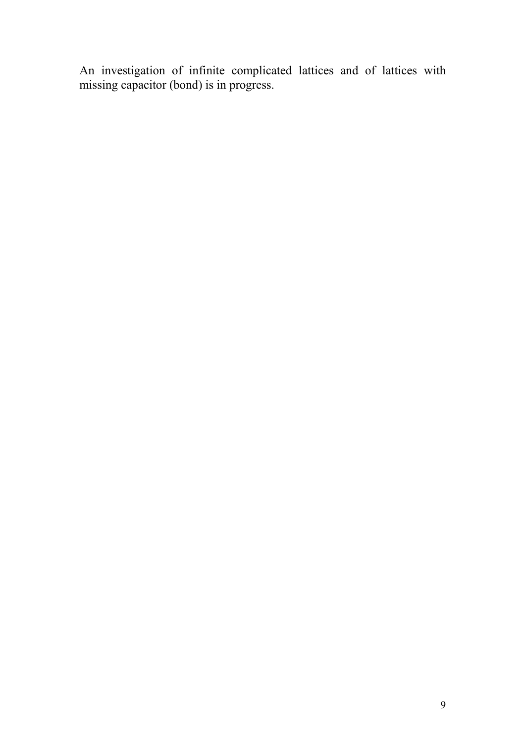An investigation of infinite complicated lattices and of lattices with missing capacitor (bond) is in progress.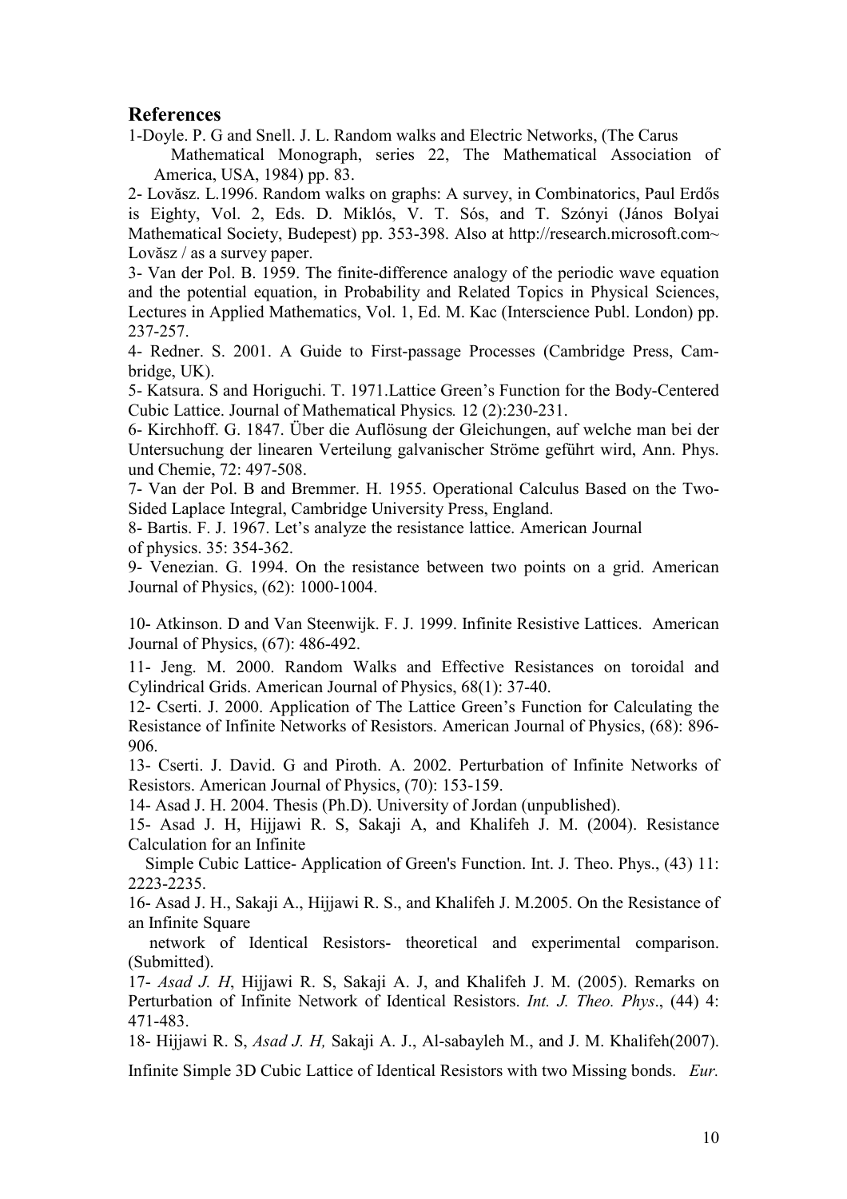## References

1-Doyle. P. G and Snell. J. L. Random walks and Electric Networks, (The Carus Mathematical Monograph, series 22, The Mathematical Association of America, USA, 1984) pp. 83.

2- Lovăsz. L.1996. Random walks on graphs: A survey, in Combinatorics, Paul Erdős is Eighty, Vol. 2, Eds. D. Miklós, V. T. Sós, and T. Szónyi (János Bolyai Mathematical Society, Budepest) pp. 353-398. Also at http://research.microsoft.com~ Lovăsz / as a survey paper.

3- Van der Pol. B. 1959. The finite-difference analogy of the periodic wave equation and the potential equation, in Probability and Related Topics in Physical Sciences, Lectures in Applied Mathematics, Vol. 1, Ed. M. Kac (Interscience Publ. London) pp. 237-257.

4- Redner. S. 2001. A Guide to First-passage Processes (Cambridge Press, Cambridge, UK).

5- Katsura. S and Horiguchi. T. 1971.Lattice Green's Function for the Body-Centered Cubic Lattice. Journal of Mathematical Physics*.* 12 (2):230-231.

6- Kirchhoff. G. 1847. Über die Auflösung der Gleichungen, auf welche man bei der Untersuchung der linearen Verteilung galvanischer Ströme geführt wird, Ann. Phys. und Chemie, 72: 497-508.

7- Van der Pol. B and Bremmer. H. 1955. Operational Calculus Based on the Two-Sided Laplace Integral, Cambridge University Press, England.

8- Bartis. F. J. 1967. Let's analyze the resistance lattice. American Journal of physics. 35: 354-362.

9- Venezian. G. 1994. On the resistance between two points on a grid. American Journal of Physics, (62): 1000-1004.

10- Atkinson. D and Van Steenwijk. F. J. 1999. Infinite Resistive Lattices. American Journal of Physics, (67): 486-492.

11- Jeng. M. 2000. Random Walks and Effective Resistances on toroidal and Cylindrical Grids. American Journal of Physics, 68(1): 37-40.

12- Cserti. J. 2000. Application of The Lattice Green's Function for Calculating the Resistance of Infinite Networks of Resistors. American Journal of Physics, (68): 896-906.

13- Cserti. J. David. G and Piroth. A. 2002. Perturbation of Infinite Networks of Resistors. American Journal of Physics, (70): 153-159.

14- Asad J. H. 2004. Thesis (Ph.D). University of Jordan (unpublished).

15- Asad J. H, Hijjawi R. S, Sakaji A, and Khalifeh J. M. (2004). Resistance Calculation for an Infinite Simple Cubic Lattice- Application of Green's Function. Int. J. Theo. Phys., (43) 11: 2223-2235.

16- Asad J. H., Sakaji A., Hijjawi R. S., and Khalifeh J. M.2005. On the Resistance of an Infinite Square network of Identical Resistors- theoretical and experimental comparison. (Submitted).

17- *Asad J. H*, Hijjawi R. S, Sakaji A. J, and Khalifeh J. M. (2005). Remarks on Perturbation of Infinite Network of Identical Resistors. *Int. J. Theo. Phys*., (44) 4: 471-483.

18- Hijjawi R. S, *Asad J. H,* Sakaji A. J., Al-sabayleh M., and J. M. Khalifeh(2007). Infinite Simple 3D Cubic Lattice of Identical Resistors with two Missing bonds. *Eur.*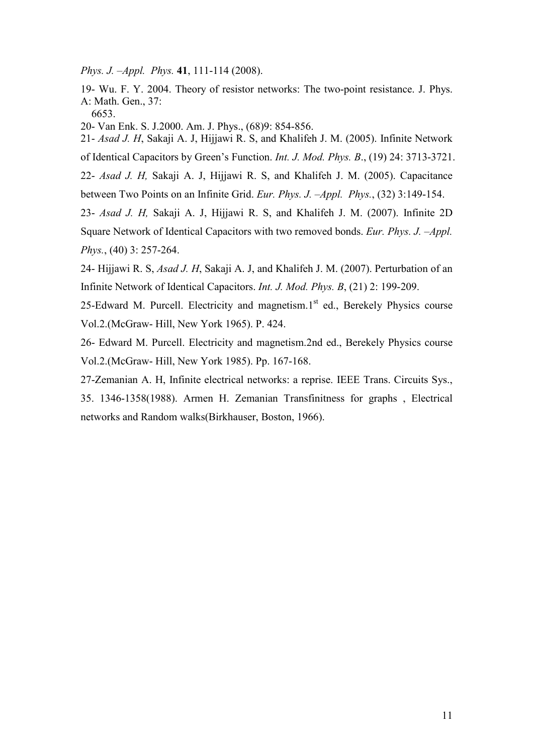*Phys. J. –Appl. Phys.* **41**, 111-114 (2008).

19- Wu. F. Y. 2004. Theory of resistor networks: The two-point resistance. J. Phys. A: Math. Gen., 37:
6653.

20- Van Enk. S. J.2000. Am. J. Phys., (68)9: 854-856.

21- *Asad J. H*, Sakaji A. J, Hijjawi R. S, and Khalifeh J. M. (2005). Infinite Network of Identical Capacitors by Green's Function. *Int. J. Mod. Phys. B*., (19) 24: 3713-3721.

22- *Asad J. H,* Sakaji A. J, Hijjawi R. S, and Khalifeh J. M. (2005). Capacitance between Two Points on an Infinite Grid. *Eur. Phys. J. –Appl. Phys.*, (32) 3:149-154.

23- *Asad J. H,* Sakaji A. J, Hijjawi R. S, and Khalifeh J. M. (2007). Infinite 2D Square Network of Identical Capacitors with two removed bonds. *Eur. Phys. J. –Appl. Phys.*, (40) 3: 257-264.

24- Hijjawi R. S, *Asad J. H*, Sakaji A. J, and Khalifeh J. M. (2007). Perturbation of an Infinite Network of Identical Capacitors. *Int. J. Mod. Phys. B*, (21) 2: 199-209.

25-Edward M. Purcell. Electricity and magnetism.1st ed., Berekely Physics course Vol.2.(McGraw- Hill, New York 1965). P. 424.

26- Edward M. Purcell. Electricity and magnetism.2nd ed., Berekely Physics course Vol.2.(McGraw- Hill, New York 1985). Pp. 167-168.

27-Zemanian A. H, Infinite electrical networks: a reprise. IEEE Trans. Circuits Sys., 35. 1346-1358(1988). Armen H. Zemanian Transfinitness for graphs , Electrical networks and Random walks(Birkhauser, Boston, 1966).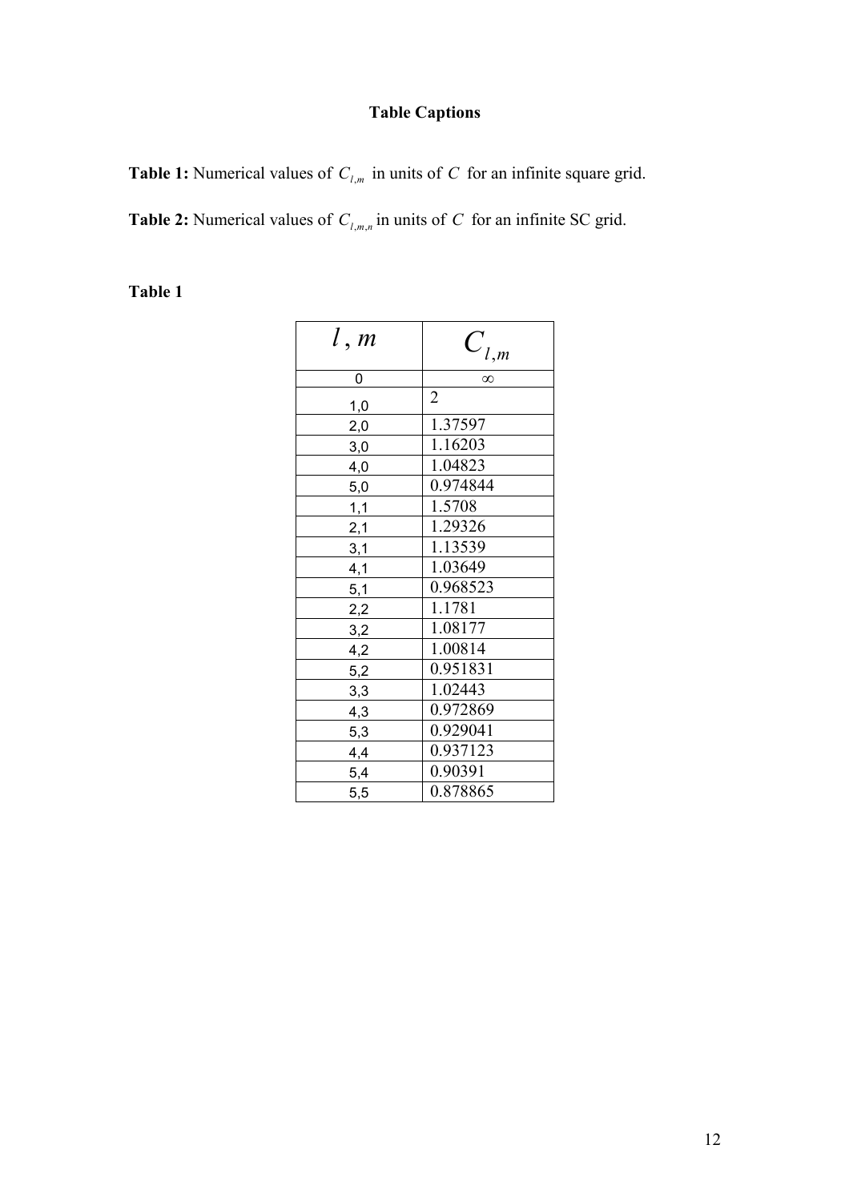# Table Captions

**Table 1:** Numerical values of $C_{l,m}$ in units of $C$ for an infinite square grid.

**Table 2:** Numerical values of $C_{l,m,n}$ in units of $C$ for an infinite SC grid.

**Table 1**

| $l,m$ | $C_{l,m}$ |
|---|---|
| 0 | $\infty$ |
| 1,0 | 2 |
| 2,0 | 1.37597 |
| 3,0 | 1.16203 |
| 4,0 | 1.04823 |
| 5,0 | 0.974844 |
| 1,1 | 1.5708 |
| 2,1 | 1.29326 |
| 3,1 | 1.13539 |
| 4,1 | 1.03649 |
| 5,1 | 0.968523 |
| 2,2 | 1.1781 |
| 3,2 | 1.08177 |
| 4,2 | 1.00814 |
| 5,2 | 0.951831 |
| 3,3 | 1.02443 |
| 4,3 | 0.972869 |
| 5,3 | 0.929041 |
| 4,4 | 0.937123 |
| 5,4 | 0.90391 |
| 5,5 | 0.878865 |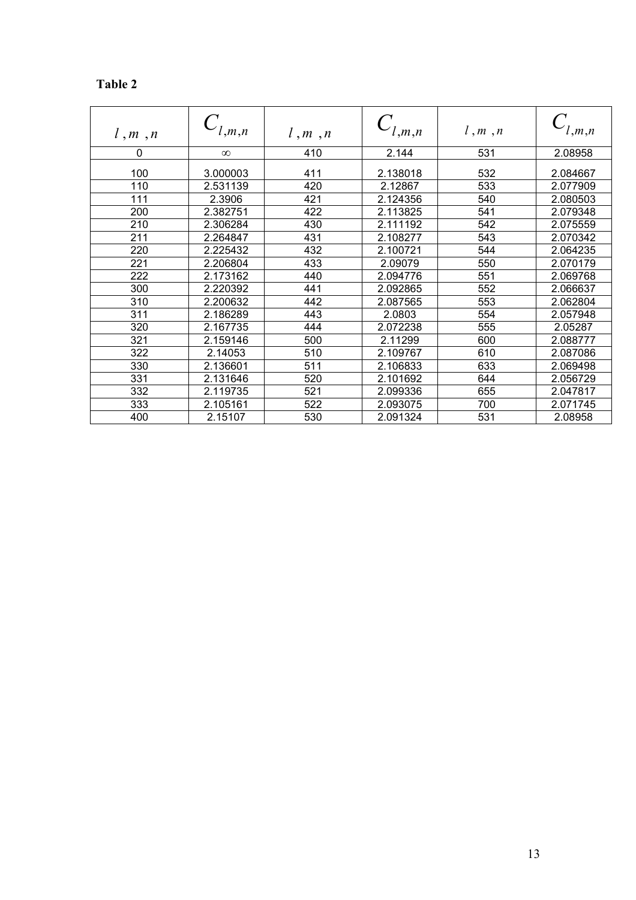**Table 2**

| $l, m, n$ | $C_{l,m,n}$ | $l, m, n$ | $C_{l,m,n}$ | $l, m, n$ | $C_{l,m,n}$ |
|---|---|---|---|---|---|
| 0 | $\infty$ | 410 | 2.144 | 531 | 2.08958 |
| 100 | 3.000003 | 411 | 2.138018 | 532 | 2.084667 |
| 110 | 2.531139 | 420 | 2.12867 | 533 | 2.077909 |
| 111 | 2.3906 | 421 | 2.124356 | 540 | 2.080503 |
| 200 | 2.382751 | 422 | 2.113825 | 541 | 2.079348 |
| 210 | 2.306284 | 430 | 2.111192 | 542 | 2.075559 |
| 211 | 2.264847 | 431 | 2.108277 | 543 | 2.070342 |
| 220 | 2.225432 | 432 | 2.100721 | 544 | 2.064235 |
| 221 | 2.206804 | 433 | 2.09079 | 550 | 2.070179 |
| 222 | 2.173162 | 440 | 2.094776 | 551 | 2.069768 |
| 300 | 2.220392 | 441 | 2.092865 | 552 | 2.066637 |
| 310 | 2.200632 | 442 | 2.087565 | 553 | 2.062804 |
| 311 | 2.186289 | 443 | 2.0803 | 554 | 2.057948 |
| 320 | 2.167735 | 444 | 2.072238 | 555 | 2.05287 |
| 321 | 2.159146 | 500 | 2.11299 | 600 | 2.088777 |
| 322 | 2.14053 | 510 | 2.109767 | 610 | 2.087086 |
| 330 | 2.136601 | 511 | 2.106833 | 633 | 2.069498 |
| 331 | 2.131646 | 520 | 2.101692 | 644 | 2.056729 |
| 332 | 2.119735 | 521 | 2.099336 | 655 | 2.047817 |
| 333 | 2.105161 | 522 | 2.093075 | 700 | 2.071745 |
| 400 | 2.15107 | 530 | 2.091324 | 531 | 2.08958 |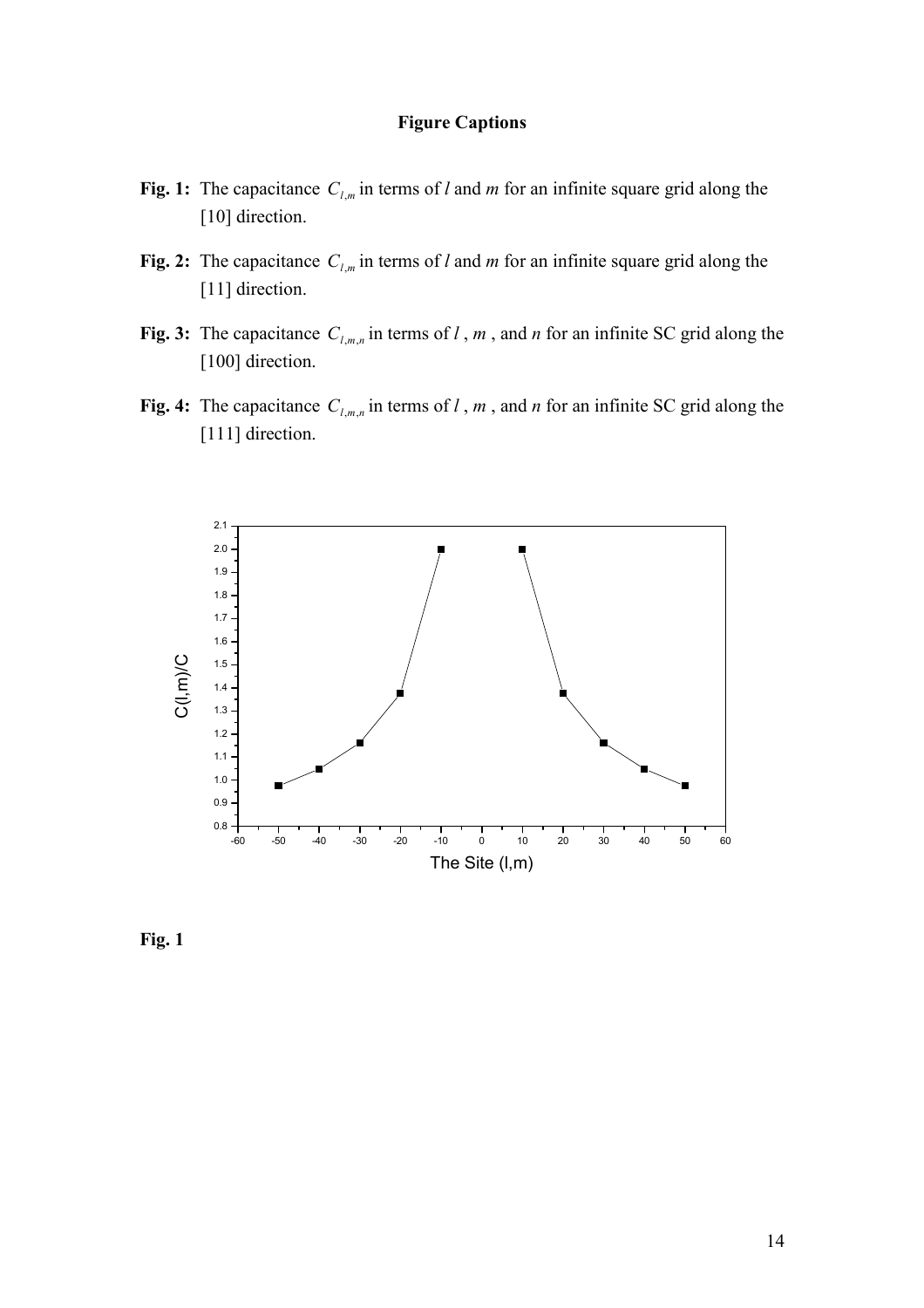**Figure Captions**

**Fig. 1:** The capacitance $C_{l,m}$ in terms of *l* and *m* for an infinite square grid along the [10] direction.

**Fig. 2:** The capacitance $C_{l,m}$ in terms of *l* and *m* for an infinite square grid along the [11] direction.

**Fig. 3:** The capacitance $C_{l,m,n}$ in terms of *l* , *m* , and *n* for an infinite SC grid along the [100] direction.

**Fig. 4:** The capacitance $C_{l,m,n}$ in terms of *l* , *m* , and *n* for an infinite SC grid along the [111] direction.

**Fig. 1**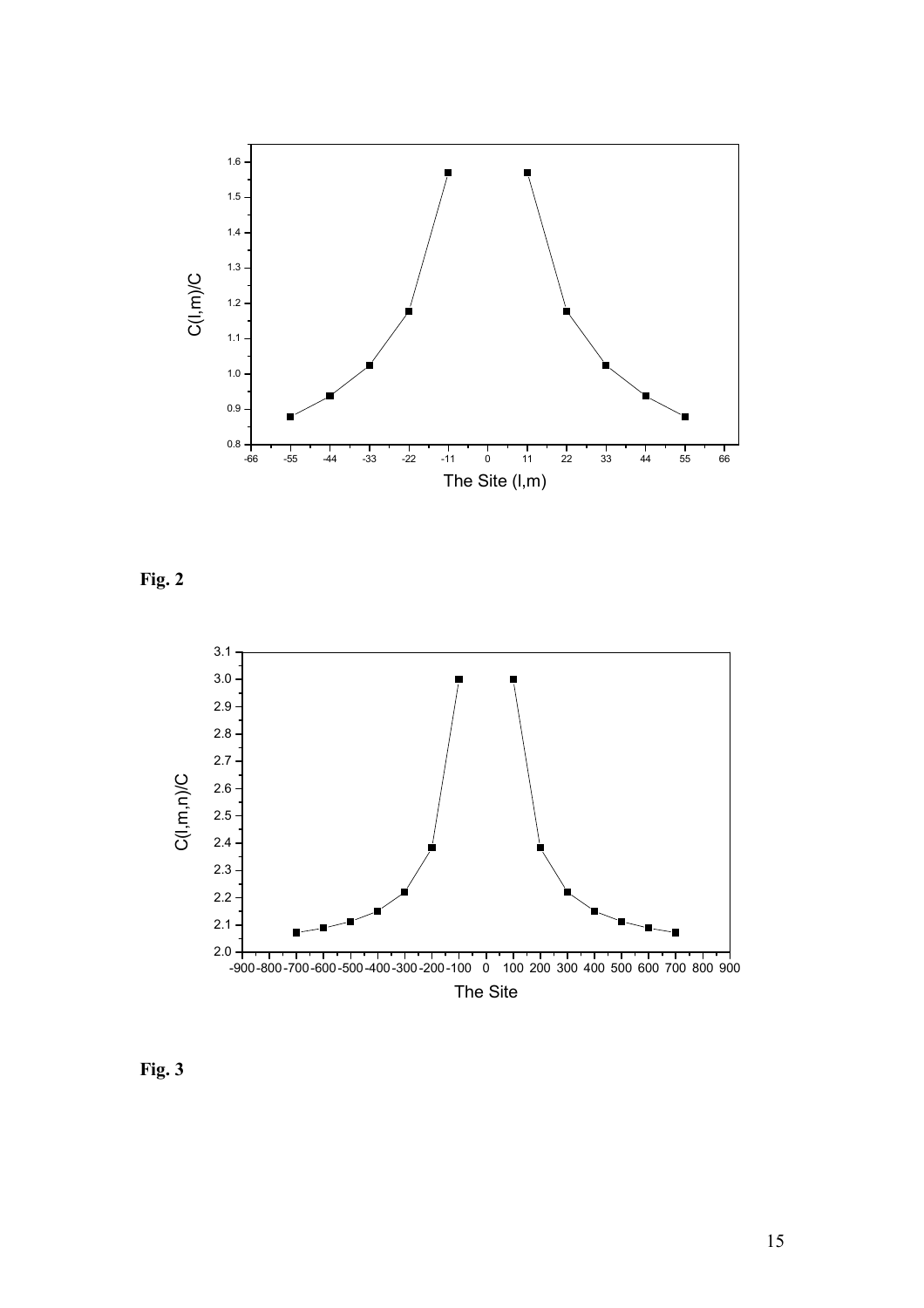Fig. 2

Fig. 3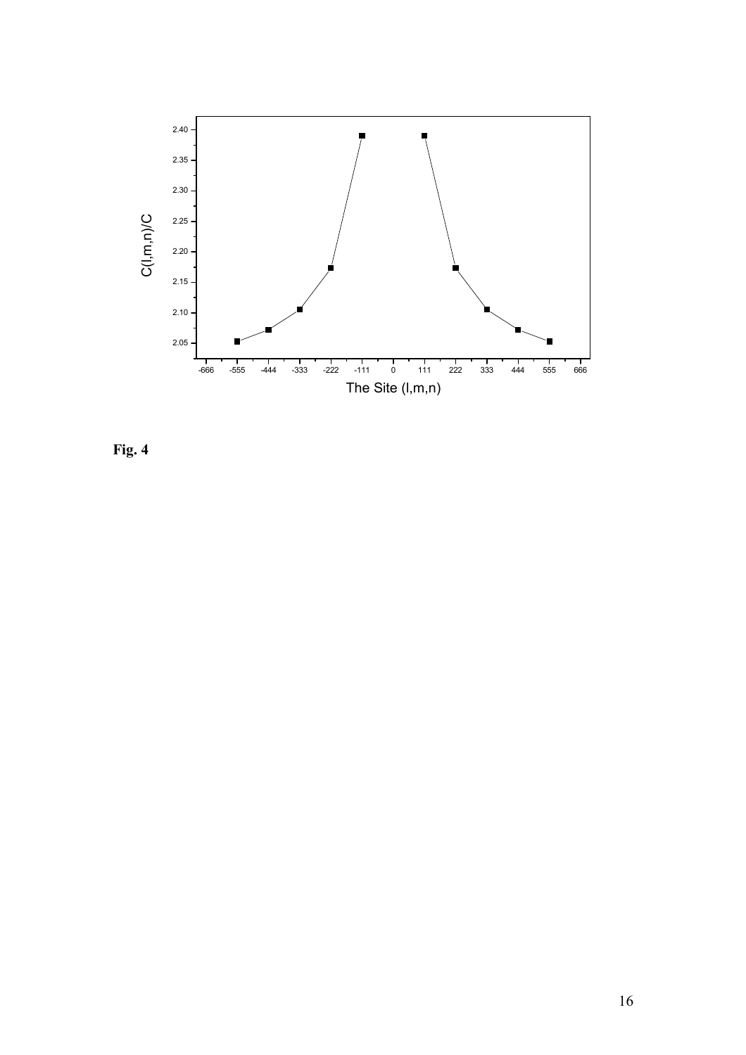2.40

2.35

2.30

2.25

2.20

2.15

2.10

2.05

C(l,m,n)/C

-666 -555 -444 -333 -222 -111 0 111 222 333 444 555 666

The Site (l,m,n)

**Fig. 4**